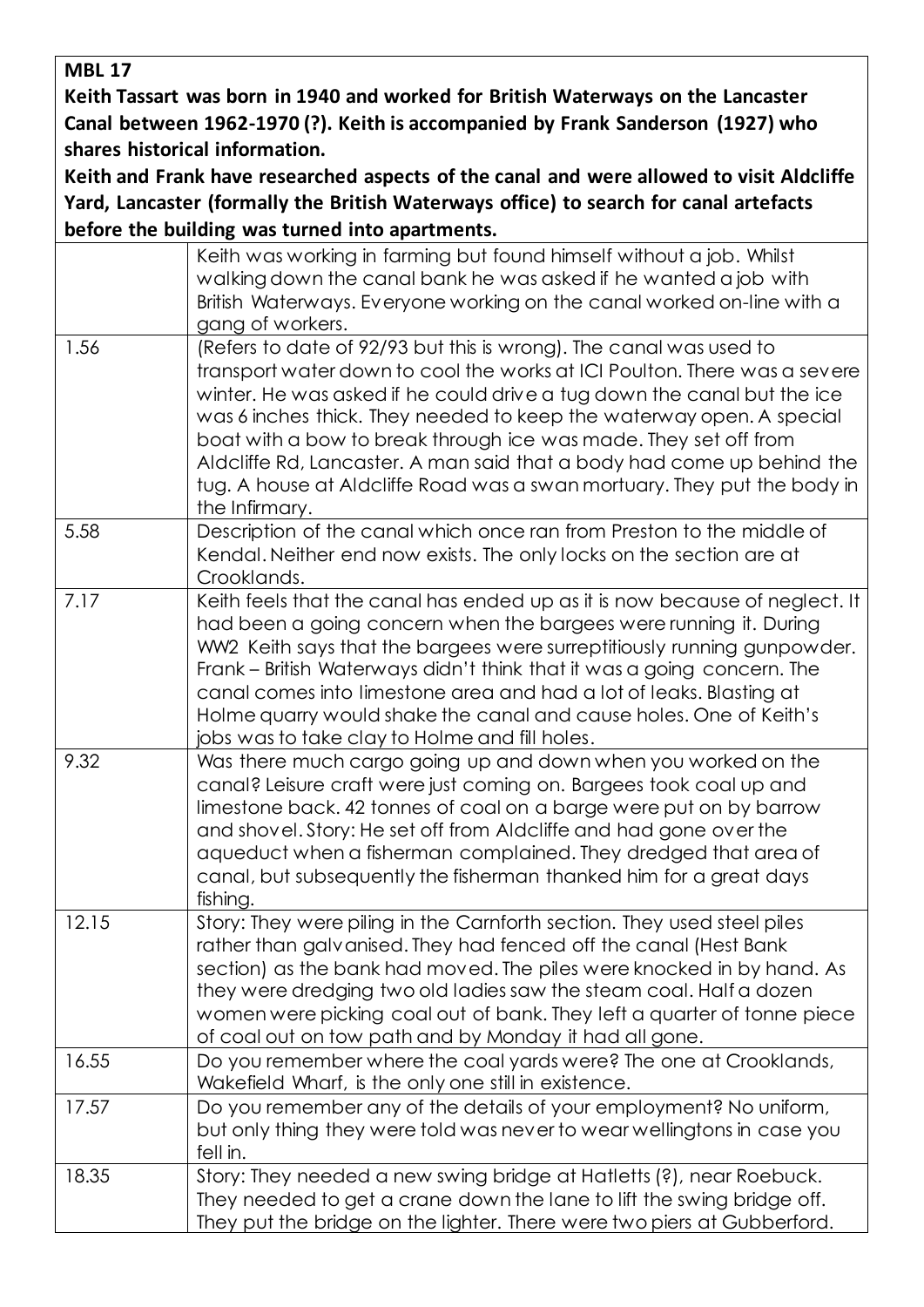**MBL 17**

**Keith Tassart was born in 1940 and worked for British Waterways on the Lancaster Canal between 1962-1970 (?). Keith is accompanied by Frank Sanderson (1927) who shares historical information.**

**Keith and Frank have researched aspects of the canal and were allowed to visit Aldcliffe Yard, Lancaster (formally the British Waterways office) to search for canal artefacts before the building was turned into apartments.**

| | |
|---|---|
| | Keith was working in farming but found himself without a job. Whilst walking down the canal bank he was asked if he wanted a job with British Waterways. Everyone working on the canal worked on-line with a gang of workers. |
| 1.56 | (Refers to date of 92/93 but this is wrong). The canal was used to transport water down to cool the works at ICI Poulton. There was a severe winter. He was asked if he could drive a tug down the canal but the ice was 6 inches thick. They needed to keep the waterway open. A special boat with a bow to break through ice was made. They set off from Aldcliffe Rd, Lancaster. A man said that a body had come up behind the tug. A house at Aldcliffe Road was a swan mortuary. They put the body in the Infirmary. |
| 5.58 | Description of the canal which once ran from Preston to the middle of Kendal. Neither end now exists. The only locks on the section are at Crooklands. |
| 7.17 | Keith feels that the canal has ended up as it is now because of neglect. It had been a going concern when the bargees were running it. During WW2 Keith says that the bargees were surreptitiously running gunpowder. Frank – British Waterways didn't think that it was a going concern. The canal comes into limestone area and had a lot of leaks. Blasting at Holme quarry would shake the canal and cause holes. One of Keith's jobs was to take clay to Holme and fill holes. |
| 9.32 | Was there much cargo going up and down when you worked on the canal? Leisure craft were just coming on. Bargees took coal up and limestone back. 42 tonnes of coal on a barge were put on by barrow and shovel. Story: He set off from Aldcliffe and had gone over the aqueduct when a fisherman complained. They dredged that area of canal, but subsequently the fisherman thanked him for a great days fishing. |
| 12.15 | Story: They were piling in the Carnforth section. They used steel piles rather than galvanised. They had fenced off the canal (Hest Bank section) as the bank had moved. The piles were knocked in by hand. As they were dredging two old ladies saw the steam coal. Half a dozen women were picking coal out of bank. They left a quarter of tonne piece of coal out on tow path and by Monday it had all gone. |
| 16.55 | Do you remember where the coal yards were? The one at Crooklands, Wakefield Wharf, is the only one still in existence. |
| 17.57 | Do you remember any of the details of your employment? No uniform, but only thing they were told was never to wear wellingtons in case you fell in. |
| 18.35 | Story: They needed a new swing bridge at Hatletts (?), near Roebuck. They needed to get a crane down the lane to lift the swing bridge off. They put the bridge on the lighter. There were two piers at Gubberford. |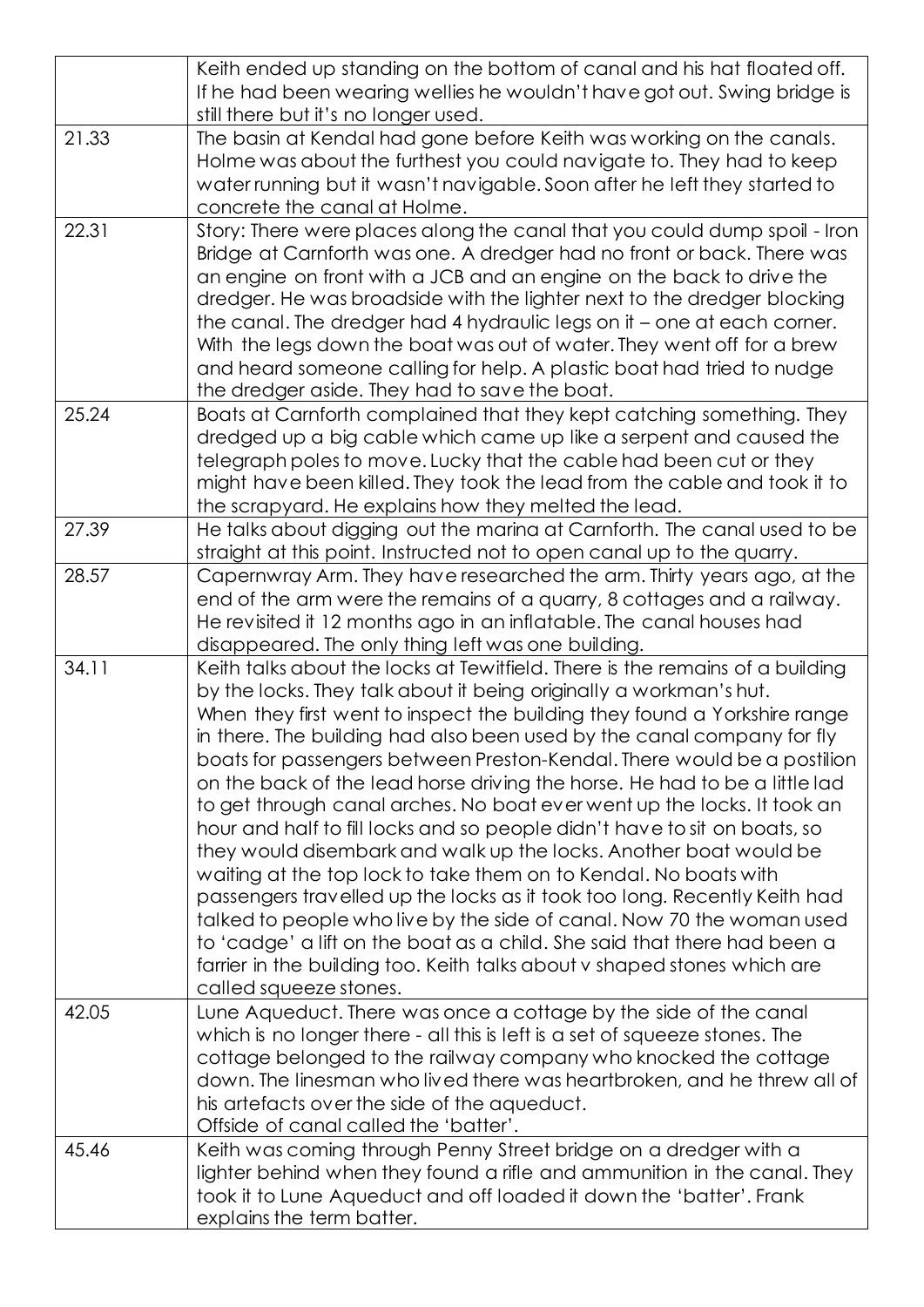| | |
|---|---|
| | Keith ended up standing on the bottom of canal and his hat floated off. If he had been wearing wellies he wouldn't have got out. Swing bridge is still there but it's no longer used. |
| 21.33 | The basin at Kendal had gone before Keith was working on the canals. Holme was about the furthest you could navigate to. They had to keep water running but it wasn't navigable. Soon after he left they started to concrete the canal at Holme. |
| 22.31 | Story: There were places along the canal that you could dump spoil - Iron Bridge at Carnforth was one. A dredger had no front or back. There was an engine on front with a JCB and an engine on the back to drive the dredger. He was broadside with the lighter next to the dredger blocking the canal. The dredger had 4 hydraulic legs on it – one at each corner. With the legs down the boat was out of water. They went off for a brew and heard someone calling for help. A plastic boat had tried to nudge the dredger aside. They had to save the boat. |
| 25.24 | Boats at Carnforth complained that they kept catching something. They dredged up a big cable which came up like a serpent and caused the telegraph poles to move. Lucky that the cable had been cut or they might have been killed. They took the lead from the cable and took it to the scrapyard. He explains how they melted the lead. |
| 27.39 | He talks about digging out the marina at Carnforth. The canal used to be straight at this point. Instructed not to open canal up to the quarry. |
| 28.57 | Capernwray Arm. They have researched the arm. Thirty years ago, at the end of the arm were the remains of a quarry, 8 cottages and a railway. He revisited it 12 months ago in an inflatable. The canal houses had disappeared. The only thing left was one building. |
| 34.11 | Keith talks about the locks at Tewitfield. There is the remains of a building by the locks. They talk about it being originally a workman's hut. When they first went to inspect the building they found a Yorkshire range in there. The building had also been used by the canal company for fly boats for passengers between Preston-Kendal. There would be a postilion on the back of the lead horse driving the horse. He had to be a little lad to get through canal arches. No boat ever went up the locks. It took an hour and half to fill locks and so people didn't have to sit on boats, so they would disembark and walk up the locks. Another boat would be waiting at the top lock to take them on to Kendal. No boats with passengers travelled up the locks as it took too long. Recently Keith had talked to people who live by the side of canal. Now 70 the woman used to 'cadge' a lift on the boat as a child. She said that there had been a farrier in the building too. Keith talks about v shaped stones which are called squeeze stones. |
| 42.05 | Lune Aqueduct. There was once a cottage by the side of the canal which is no longer there - all this is left is a set of squeeze stones. The cottage belonged to the railway company who knocked the cottage down. The linesman who lived there was heartbroken, and he threw all of his artefacts over the side of the aqueduct.<br>Offside of canal called the 'batter'. |
| 45.46 | Keith was coming through Penny Street bridge on a dredger with a lighter behind when they found a rifle and ammunition in the canal. They took it to Lune Aqueduct and off loaded it down the 'batter'. Frank explains the term batter. |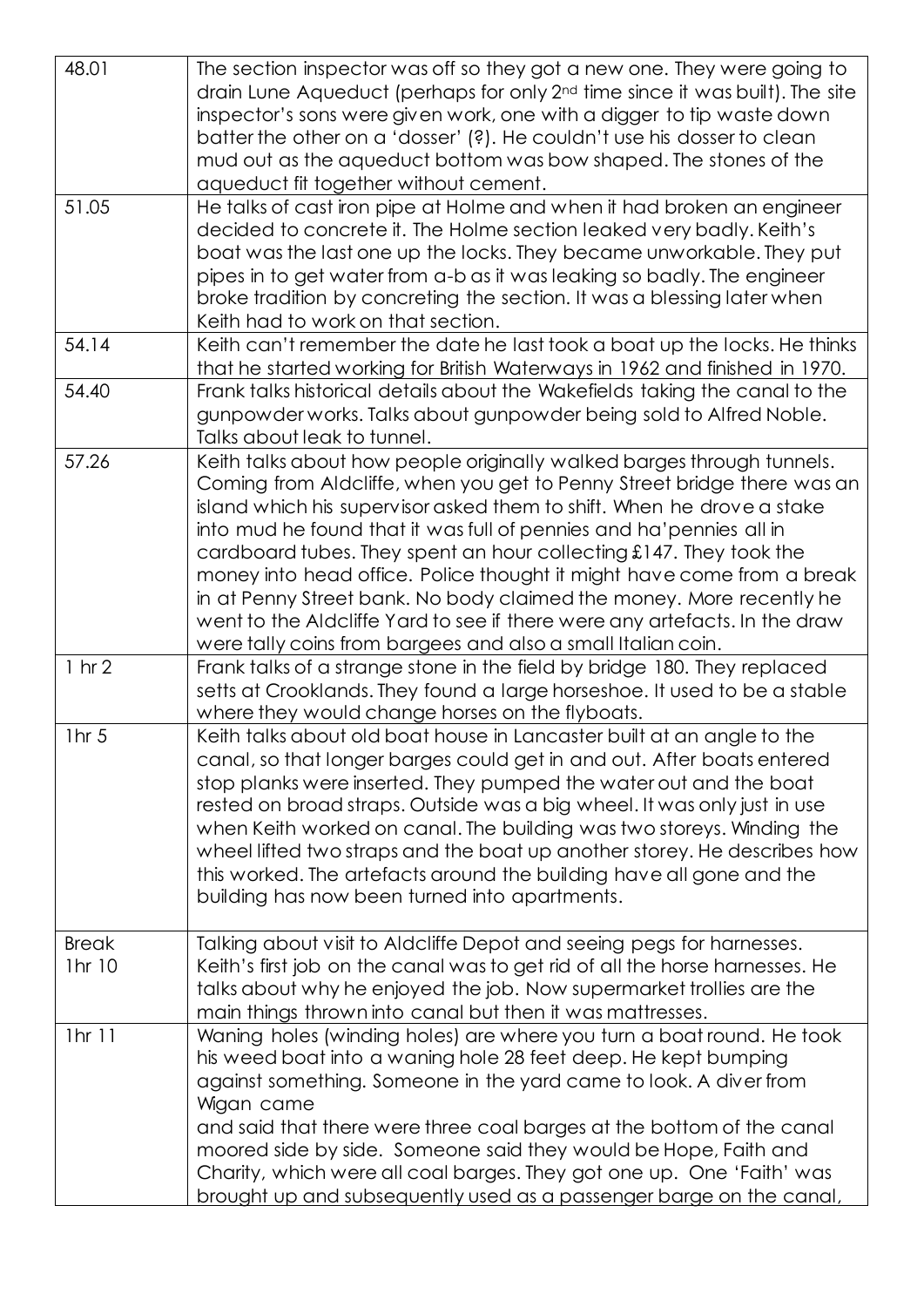| | |
|---|---|
| 48.01 | The section inspector was off so they got a new one. They were going to drain Lune Aqueduct (perhaps for only 2nd time since it was built). The site inspector's sons were given work, one with a digger to tip waste down batter the other on a 'dosser' (?). He couldn't use his dosser to clean mud out as the aqueduct bottom was bow shaped. The stones of the aqueduct fit together without cement. |
| 51.05 | He talks of cast iron pipe at Holme and when it had broken an engineer decided to concrete it. The Holme section leaked very badly. Keith's boat was the last one up the locks. They became unworkable. They put pipes in to get water from a-b as it was leaking so badly. The engineer broke tradition by concreting the section. It was a blessing later when Keith had to work on that section. |
| 54.14 | Keith can't remember the date he last took a boat up the locks. He thinks that he started working for British Waterways in 1962 and finished in 1970. |
| 54.40 | Frank talks historical details about the Wakefields taking the canal to the gunpowder works. Talks about gunpowder being sold to Alfred Noble. Talks about leak to tunnel. |
| 57.26 | Keith talks about how people originally walked barges through tunnels. Coming from Aldcliffe, when you get to Penny Street bridge there was an island which his supervisor asked them to shift. When he drove a stake into mud he found that it was full of pennies and ha'pennies all in cardboard tubes. They spent an hour collecting £147. They took the money into head office. Police thought it might have come from a break in at Penny Street bank. No body claimed the money. More recently he went to the Aldcliffe Yard to see if there were any artefacts. In the draw were tally coins from bargees and also a small Italian coin. |
| 1 hr 2 | Frank talks of a strange stone in the field by bridge 180. They replaced setts at Crooklands. They found a large horseshoe. It used to be a stable where they would change horses on the flyboats. |
| 1hr 5 | Keith talks about old boat house in Lancaster built at an angle to the canal, so that longer barges could get in and out. After boats entered stop planks were inserted. They pumped the water out and the boat rested on broad straps. Outside was a big wheel. It was only just in use when Keith worked on canal. The building was two storeys. Winding the wheel lifted two straps and the boat up another storey. He describes how this worked. The artefacts around the building have all gone and the building has now been turned into apartments. |
| Break 1hr 10 | Talking about visit to Aldcliffe Depot and seeing pegs for harnesses. Keith's first job on the canal was to get rid of all the horse harnesses. He talks about why he enjoyed the job. Now supermarket trollies are the main things thrown into canal but then it was mattresses. |
| 1hr 11 | Waning holes (winding holes) are where you turn a boat round. He took his weed boat into a waning hole 28 feet deep. He kept bumping against something. Someone in the yard came to look. A diver from Wigan came and said that there were three coal barges at the bottom of the canal moored side by side. Someone said they would be Hope, Faith and Charity, which were all coal barges. They got one up. One 'Faith' was brought up and subsequently used as a passenger barge on the canal, |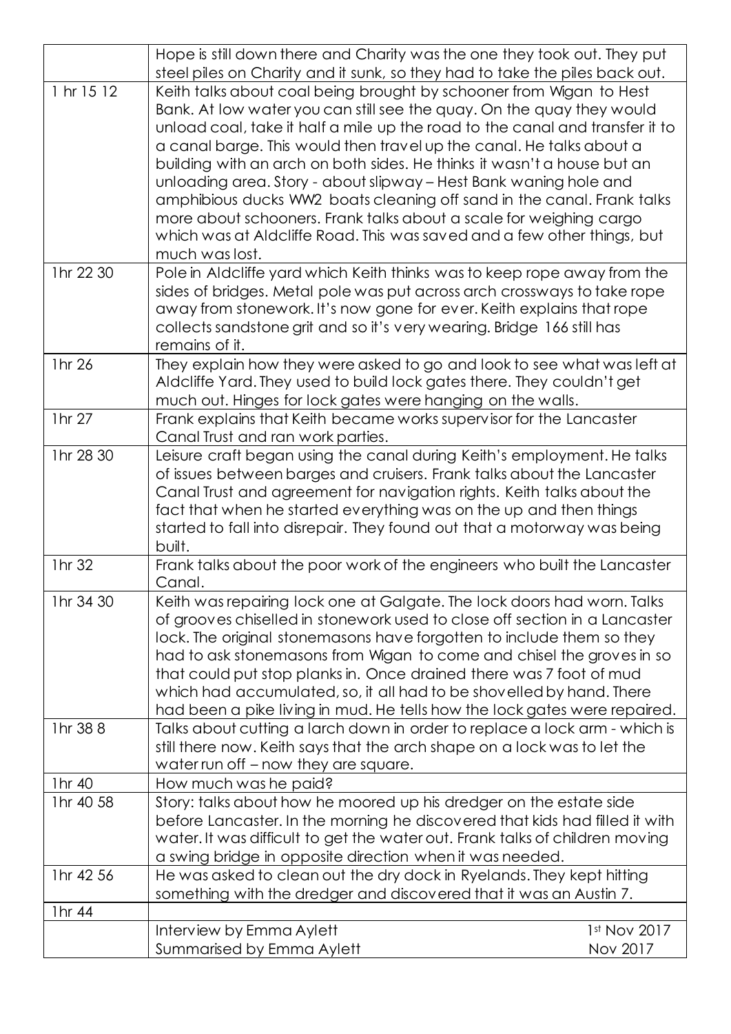| | |
|---|---|
| | Hope is still down there and Charity was the one they took out. They put steel piles on Charity and it sunk, so they had to take the piles back out. |
| 1 hr 15 12 | Keith talks about coal being brought by schooner from Wigan to Hest Bank. At low water you can still see the quay. On the quay they would unload coal, take it half a mile up the road to the canal and transfer it to a canal barge. This would then travel up the canal. He talks about a building with an arch on both sides. He thinks it wasn't a house but an unloading area. Story - about slipway – Hest Bank waning hole and amphibious ducks WW2 boats cleaning off sand in the canal. Frank talks more about schooners. Frank talks about a scale for weighing cargo which was at Aldcliffe Road. This was saved and a few other things, but much was lost. |
| 1hr 22 30 | Pole in Aldcliffe yard which Keith thinks was to keep rope away from the sides of bridges. Metal pole was put across arch crossways to take rope away from stonework. It's now gone for ever. Keith explains that rope collects sandstone grit and so it's very wearing. Bridge 166 still has remains of it. |
| 1hr 26 | They explain how they were asked to go and look to see what was left at Aldcliffe Yard. They used to build lock gates there. They couldn't get much out. Hinges for lock gates were hanging on the walls. |
| 1hr 27 | Frank explains that Keith became works supervisor for the Lancaster Canal Trust and ran work parties. |
| 1hr 28 30 | Leisure craft began using the canal during Keith's employment. He talks of issues between barges and cruisers. Frank talks about the Lancaster Canal Trust and agreement for navigation rights. Keith talks about the fact that when he started everything was on the up and then things started to fall into disrepair. They found out that a motorway was being built. |
| 1hr 32 | Frank talks about the poor work of the engineers who built the Lancaster Canal. |
| 1hr 34 30 | Keith was repairing lock one at Galgate. The lock doors had worn. Talks of grooves chiselled in stonework used to close off section in a Lancaster lock. The original stonemasons have forgotten to include them so they had to ask stonemasons from Wigan to come and chisel the groves in so that could put stop planks in. Once drained there was 7 foot of mud which had accumulated, so, it all had to be shovelled by hand. There had been a pike living in mud. He tells how the lock gates were repaired. |
| 1hr 38 8 | Talks about cutting a larch down in order to replace a lock arm - which is still there now. Keith says that the arch shape on a lock was to let the water run off – now they are square. |
| 1hr 40 | How much was he paid? |
| 1hr 40 58 | Story: talks about how he moored up his dredger on the estate side before Lancaster. In the morning he discovered that kids had filled it with water. It was difficult to get the water out. Frank talks of children moving a swing bridge in opposite direction when it was needed. |
| 1hr 42 56 | He was asked to clean out the dry dock in Ryelands. They kept hitting something with the dredger and discovered that it was an Austin 7. |
| 1hr 44 | |
| | Interview by Emma Aylett — 1st Nov 2017<br>Summarised by Emma Aylett — Nov 2017 |